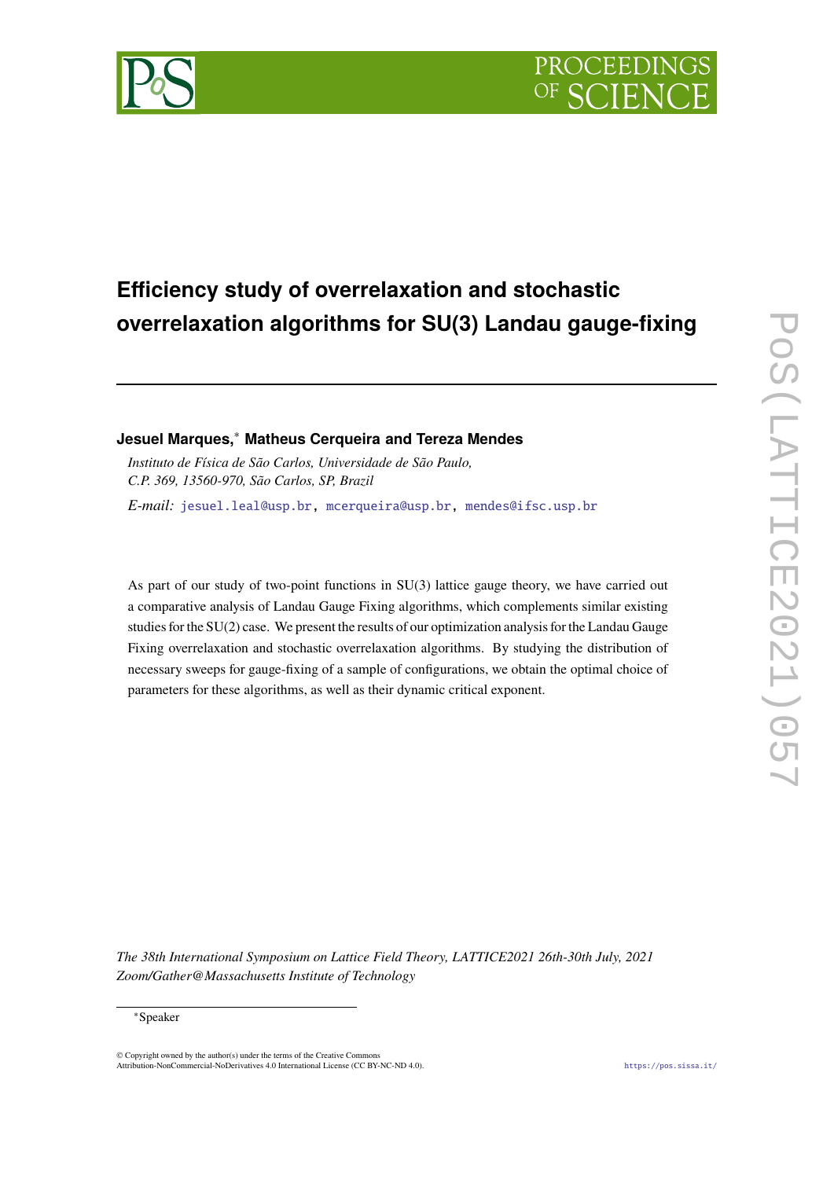# Efficiency study of overrelaxation and stochastic overrelaxation algorithms for SU(3) Landau gauge-fixing

**Jesuel Marques,*  Matheus Cerqueira and Tereza Mendes**

*Instituto de Física de São Carlos, Universidade de São Paulo,*
*C.P. 369, 13560-970, São Carlos, SP, Brazil*

*E-mail:* jesuel.leal@usp.br, mcerqueira@usp.br, mendes@ifsc.usp.br

As part of our study of two-point functions in SU(3) lattice gauge theory, we have carried out a comparative analysis of Landau Gauge Fixing algorithms, which complements similar existing studies for the SU(2) case. We present the results of our optimization analysis for the Landau Gauge Fixing overrelaxation and stochastic overrelaxation algorithms. By studying the distribution of necessary sweeps for gauge-fixing of a sample of configurations, we obtain the optimal choice of parameters for these algorithms, as well as their dynamic critical exponent.

*The 38th International Symposium on Lattice Field Theory, LATTICE2021 26th-30th July, 2021*
*Zoom/Gather@Massachusetts Institute of Technology*

*Speaker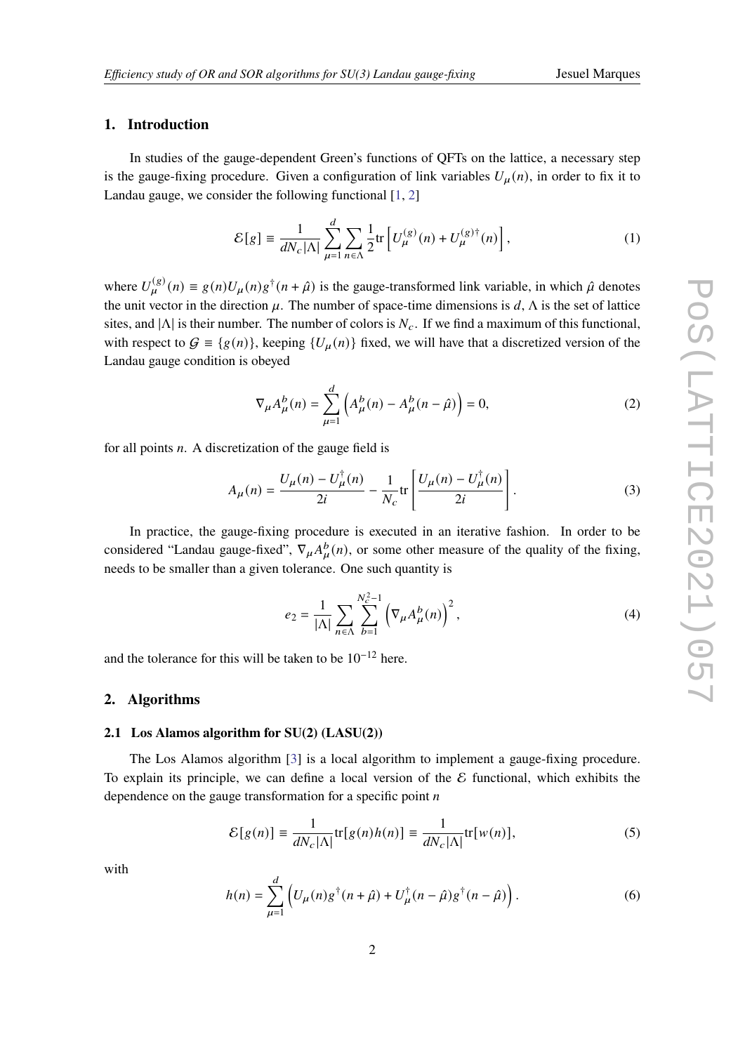## 1. Introduction

In studies of the gauge-dependent Green's functions of QFTs on the lattice, a necessary step is the gauge-fixing procedure. Given a configuration of link variables $U_\mu(n)$, in order to fix it to Landau gauge, we consider the following functional [1, 2]

$$\mathcal{E}[g] \equiv \frac{1}{dN_c|\Lambda|}\sum_{\mu=1}^{d}\sum_{n\in\Lambda}\frac{1}{2}\mathrm{tr}\left[U_\mu^{(g)}(n) + U_\mu^{(g)\dagger}(n)\right], \tag{1}$$

where $U_\mu^{(g)}(n) \equiv g(n)U_\mu(n)g^\dagger(n+\hat{\mu})$ is the gauge-transformed link variable, in which $\hat{\mu}$ denotes the unit vector in the direction $\mu$. The number of space-time dimensions is $d$, $\Lambda$ is the set of lattice sites, and $|\Lambda|$ is their number. The number of colors is $N_c$. If we find a maximum of this functional, with respect to $\mathcal{G} \equiv \{g(n)\}$, keeping $\{U_\mu(n)\}$ fixed, we will have that a discretized version of the Landau gauge condition is obeyed

$$\nabla_\mu A_\mu^b(n) = \sum_{\mu=1}^{d}\left(A_\mu^b(n) - A_\mu^b(n-\hat{\mu})\right) = 0, \tag{2}$$

for all points $n$. A discretization of the gauge field is

$$A_\mu(n) = \frac{U_\mu(n) - U_\mu^\dagger(n)}{2i} - \frac{1}{N_c}\mathrm{tr}\left[\frac{U_\mu(n) - U_\mu^\dagger(n)}{2i}\right]. \tag{3}$$

In practice, the gauge-fixing procedure is executed in an iterative fashion. In order to be considered "Landau gauge-fixed", $\nabla_\mu A_\mu^b(n)$, or some other measure of the quality of the fixing, needs to be smaller than a given tolerance. One such quantity is

$$e_2 = \frac{1}{|\Lambda|}\sum_{n\in\Lambda}\sum_{b=1}^{N_c^2-1}\left(\nabla_\mu A_\mu^b(n)\right)^2, \tag{4}$$

and the tolerance for this will be taken to be $10^{-12}$ here.

## 2. Algorithms

### 2.1 Los Alamos algorithm for SU(2) (LASU(2))

The Los Alamos algorithm [3] is a local algorithm to implement a gauge-fixing procedure. To explain its principle, we can define a local version of the $\mathcal{E}$ functional, which exhibits the dependence on the gauge transformation for a specific point $n$

$$\mathcal{E}[g(n)] \equiv \frac{1}{dN_c|\Lambda|}\mathrm{tr}[g(n)h(n)] \equiv \frac{1}{dN_c|\Lambda|}\mathrm{tr}[w(n)], \tag{5}$$

with

$$h(n) = \sum_{\mu=1}^{d}\left(U_\mu(n)g^\dagger(n+\hat{\mu}) + U_\mu^\dagger(n-\hat{\mu})g^\dagger(n-\hat{\mu})\right). \tag{6}$$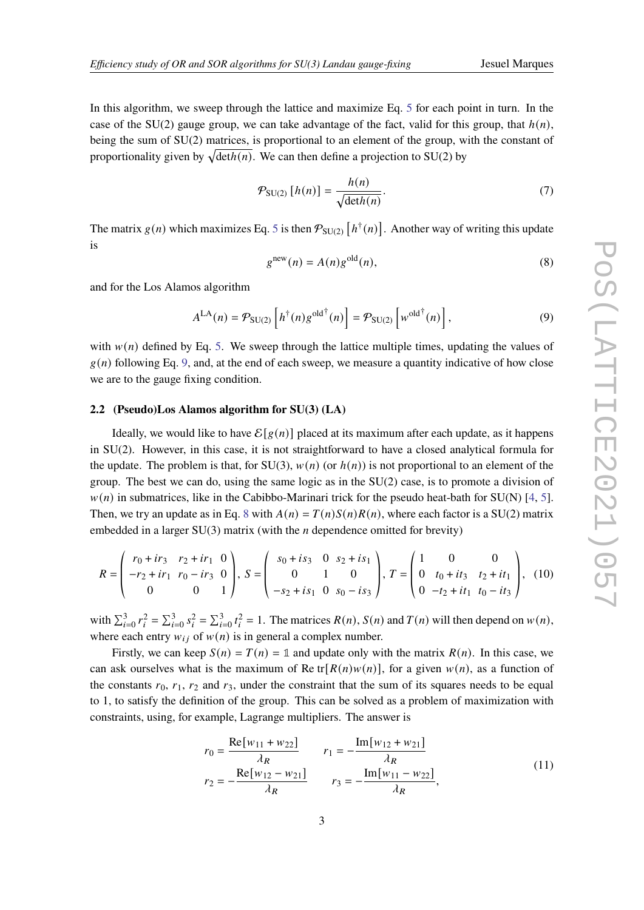In this algorithm, we sweep through the lattice and maximize Eq. 5 for each point in turn. In the case of the SU(2) gauge group, we can take advantage of the fact, valid for this group, that $h(n)$, being the sum of SU(2) matrices, is proportional to an element of the group, with the constant of proportionality given by $\sqrt{\det h(n)}$. We can then define a projection to SU(2) by

$$\mathcal{P}_{\mathrm{SU(2)}}\left[h(n)\right] = \frac{h(n)}{\sqrt{\det h(n)}}. \tag{7}$$

The matrix $g(n)$ which maximizes Eq. 5 is then $\mathcal{P}_{\mathrm{SU(2)}}\left[h^{\dagger}(n)\right]$. Another way of writing this update is

$$g^{\mathrm{new}}(n) = A(n) g^{\mathrm{old}}(n), \tag{8}$$

and for the Los Alamos algorithm

$$A^{\mathrm{LA}}(n) = \mathcal{P}_{\mathrm{SU(2)}}\left[h^{\dagger}(n) g^{\mathrm{old}\dagger}(n)\right] = \mathcal{P}_{\mathrm{SU(2)}}\left[w^{\mathrm{old}\dagger}(n)\right], \tag{9}$$

with $w(n)$ defined by Eq. 5. We sweep through the lattice multiple times, updating the values of $g(n)$ following Eq. 9, and, at the end of each sweep, we measure a quantity indicative of how close we are to the gauge fixing condition.

### 2.2 (Pseudo)Los Alamos algorithm for SU(3) (LA)

Ideally, we would like to have $\mathcal{E}[g(n)]$ placed at its maximum after each update, as it happens in SU(2). However, in this case, it is not straightforward to have a closed analytical formula for the update. The problem is that, for SU(3), $w(n)$ (or $h(n)$) is not proportional to an element of the group. The best we can do, using the same logic as in the SU(2) case, is to promote a division of $w(n)$ in submatrices, like in the Cabibbo-Marinari trick for the pseudo heat-bath for SU(N) [4, 5]. Then, we try an update as in Eq. 8 with $A(n) = T(n)S(n)R(n)$, where each factor is a SU(2) matrix embedded in a larger SU(3) matrix (with the $n$ dependence omitted for brevity)

$$R = \begin{pmatrix} r_0 + ir_3 & r_2 + ir_1 & 0 \\ -r_2 + ir_1 & r_0 - ir_3 & 0 \\ 0 & 0 & 1 \end{pmatrix},\; S = \begin{pmatrix} s_0 + is_3 & 0 & s_2 + is_1 \\ 0 & 1 & 0 \\ -s_2 + is_1 & 0 & s_0 - is_3 \end{pmatrix},\; T = \begin{pmatrix} 1 & 0 & 0 \\ 0 & t_0 + it_3 & t_2 + it_1 \\ 0 & -t_2 + it_1 & t_0 - it_3 \end{pmatrix}, \tag{10}$$

with $\sum_{i=0}^{3} r_i^2 = \sum_{i=0}^{3} s_i^2 = \sum_{i=0}^{3} t_i^2 = 1$. The matrices $R(n)$, $S(n)$ and $T(n)$ will then depend on $w(n)$, where each entry $w_{ij}$ of $w(n)$ is in general a complex number.

Firstly, we can keep $S(n) = T(n) = \mathbb{1}$ and update only with the matrix $R(n)$. In this case, we can ask ourselves what is the maximum of $\mathrm{Re}\,\mathrm{tr}[R(n)w(n)]$, for a given $w(n)$, as a function of the constants $r_0$, $r_1$, $r_2$ and $r_3$, under the constraint that the sum of its squares needs to be equal to 1, to satisfy the definition of the group. This can be solved as a problem of maximization with constraints, using, for example, Lagrange multipliers. The answer is

$$\begin{aligned} r_0 &= \frac{\mathrm{Re}[w_{11} + w_{22}]}{\lambda_R} & r_1 &= -\frac{\mathrm{Im}[w_{12} + w_{21}]}{\lambda_R} \\ r_2 &= -\frac{\mathrm{Re}[w_{12} - w_{21}]}{\lambda_R} & r_3 &= -\frac{\mathrm{Im}[w_{11} - w_{22}]}{\lambda_R}, \end{aligned} \tag{11}$$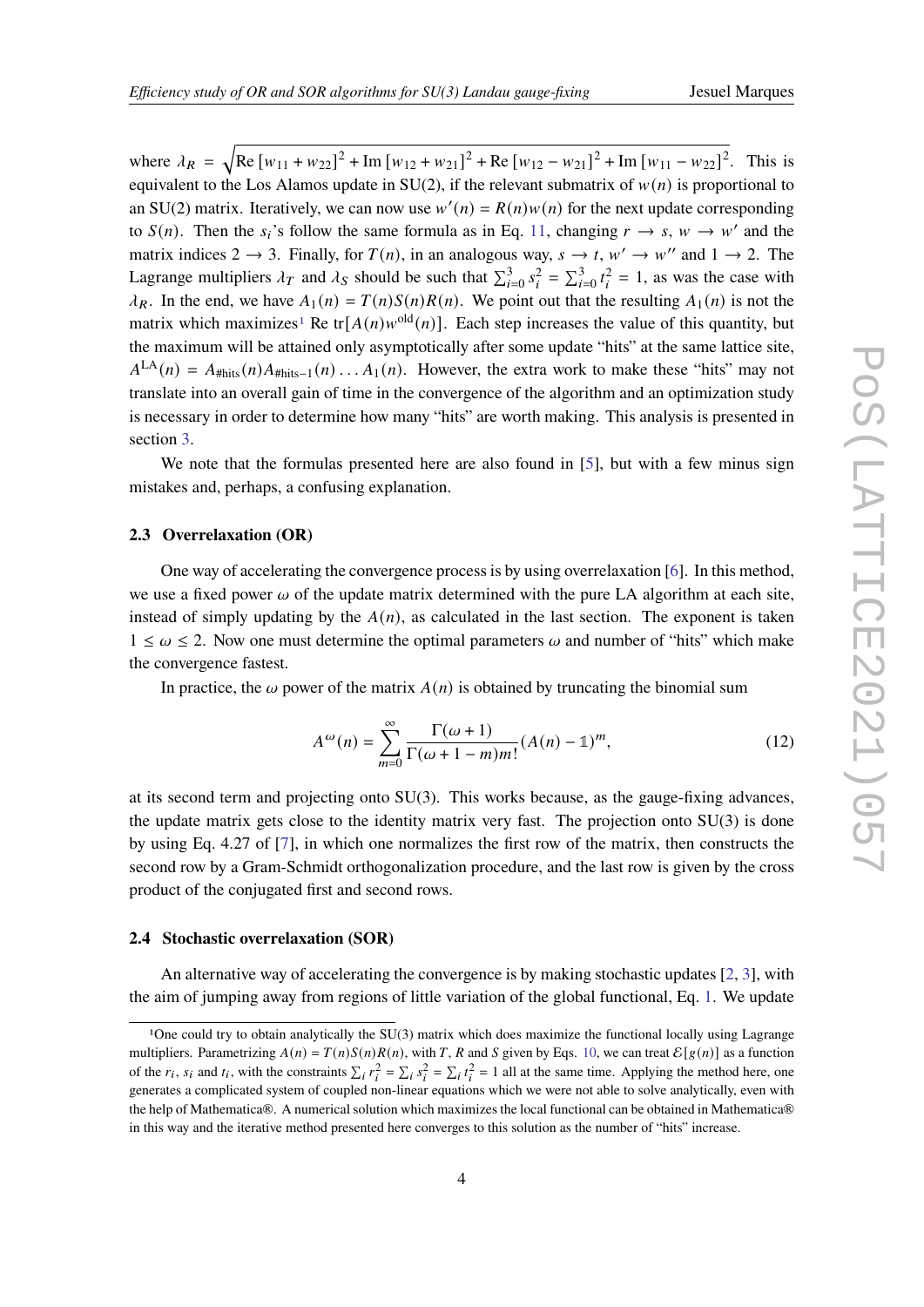where $\lambda_R = \sqrt{\text{Re}\left[w_{11} + w_{22}\right]^2 + \text{Im}\left[w_{12} + w_{21}\right]^2 + \text{Re}\left[w_{12} - w_{21}\right]^2 + \text{Im}\left[w_{11} - w_{22}\right]^2}$. This is equivalent to the Los Alamos update in SU(2), if the relevant submatrix of $w(n)$ is proportional to an SU(2) matrix. Iteratively, we can now use $w'(n) = R(n)w(n)$ for the next update corresponding to $S(n)$. Then the $s_i$'s follow the same formula as in Eq. 11, changing $r \rightarrow s$, $w \rightarrow w'$ and the matrix indices $2 \rightarrow 3$. Finally, for $T(n)$, in an analogous way, $s \rightarrow t$, $w' \rightarrow w''$ and $1 \rightarrow 2$. The Lagrange multipliers $\lambda_T$ and $\lambda_S$ should be such that $\sum_{i=0}^{3} s_i^2 = \sum_{i=0}^{3} t_i^2 = 1$, as was the case with $\lambda_R$. In the end, we have $A_1(n) = T(n)S(n)R(n)$. We point out that the resulting $A_1(n)$ is not the matrix which maximizes[1] Re $\text{tr}[A(n)w^{\text{old}}(n)]$. Each step increases the value of this quantity, but the maximum will be attained only asymptotically after some update "hits" at the same lattice site, $A^{\text{LA}}(n) = A_{\#\text{hits}}(n)A_{\#\text{hits}-1}(n)\ldots A_1(n)$. However, the extra work to make these "hits" may not translate into an overall gain of time in the convergence of the algorithm and an optimization study is necessary in order to determine how many "hits" are worth making. This analysis is presented in section 3.

We note that the formulas presented here are also found in [5], but with a few minus sign mistakes and, perhaps, a confusing explanation.

### 2.3 Overrelaxation (OR)

One way of accelerating the convergence process is by using overrelaxation [6]. In this method, we use a fixed power $\omega$ of the update matrix determined with the pure LA algorithm at each site, instead of simply updating by the $A(n)$, as calculated in the last section. The exponent is taken $1 \leq \omega \leq 2$. Now one must determine the optimal parameters $\omega$ and number of "hits" which make the convergence fastest.

In practice, the $\omega$ power of the matrix $A(n)$ is obtained by truncating the binomial sum

$$A^{\omega}(n) = \sum_{m=0}^{\infty} \frac{\Gamma(\omega+1)}{\Gamma(\omega+1-m)m!}(A(n) - \mathbb{1})^m, \tag{12}$$

at its second term and projecting onto SU(3). This works because, as the gauge-fixing advances, the update matrix gets close to the identity matrix very fast. The projection onto SU(3) is done by using Eq. 4.27 of [7], in which one normalizes the first row of the matrix, then constructs the second row by a Gram-Schmidt orthogonalization procedure, and the last row is given by the cross product of the conjugated first and second rows.

### 2.4 Stochastic overrelaxation (SOR)

An alternative way of accelerating the convergence is by making stochastic updates [2, 3], with the aim of jumping away from regions of little variation of the global functional, Eq. 1. We update

---

[1] One could try to obtain analytically the SU(3) matrix which does maximize the functional locally using Lagrange multipliers. Parametrizing $A(n) = T(n)S(n)R(n)$, with $T$, $R$ and $S$ given by Eqs. 10, we can treat $\mathcal{E}[g(n)]$ as a function of the $r_i$, $s_i$ and $t_i$, with the constraints $\sum_i r_i^2 = \sum_i s_i^2 = \sum_i t_i^2 = 1$ all at the same time. Applying the method here, one generates a complicated system of coupled non-linear equations which we were not able to solve analytically, even with the help of Mathematica®. A numerical solution which maximizes the local functional can be obtained in Mathematica® in this way and the iterative method presented here converges to this solution as the number of "hits" increase.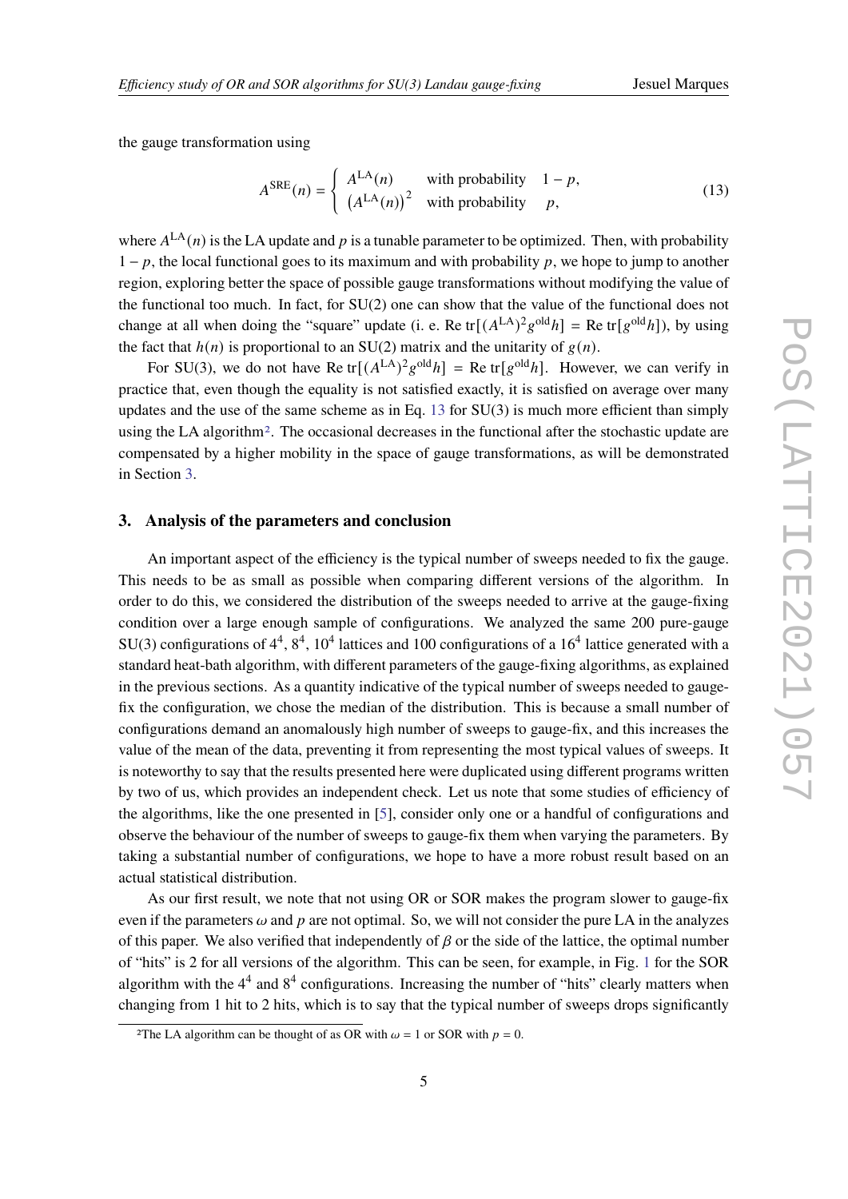the gauge transformation using

$$A^{\mathrm{SRE}}(n) = \begin{cases} A^{\mathrm{LA}}(n) & \text{with probability} \quad 1-p, \\ \left(A^{\mathrm{LA}}(n)\right)^2 & \text{with probability} \quad p, \end{cases} \tag{13}$$

where $A^{\mathrm{LA}}(n)$ is the LA update and $p$ is a tunable parameter to be optimized. Then, with probability $1-p$, the local functional goes to its maximum and with probability $p$, we hope to jump to another region, exploring better the space of possible gauge transformations without modifying the value of the functional too much. In fact, for SU(2) one can show that the value of the functional does not change at all when doing the "square" update (i. e. $\mathrm{Re}\,\mathrm{tr}[(A^{\mathrm{LA}})^2 g^{\mathrm{old}} h] = \mathrm{Re}\,\mathrm{tr}[g^{\mathrm{old}} h]$), by using the fact that $h(n)$ is proportional to an SU(2) matrix and the unitarity of $g(n)$.

For SU(3), we do not have $\mathrm{Re}\,\mathrm{tr}[(A^{\mathrm{LA}})^2 g^{\mathrm{old}} h] = \mathrm{Re}\,\mathrm{tr}[g^{\mathrm{old}} h]$. However, we can verify in practice that, even though the equality is not satisfied exactly, it is satisfied on average over many updates and the use of the same scheme as in Eq. 13 for SU(3) is much more efficient than simply using the LA algorithm[2]. The occasional decreases in the functional after the stochastic update are compensated by a higher mobility in the space of gauge transformations, as will be demonstrated in Section 3.

## 3. Analysis of the parameters and conclusion

An important aspect of the efficiency is the typical number of sweeps needed to fix the gauge. This needs to be as small as possible when comparing different versions of the algorithm. In order to do this, we considered the distribution of the sweeps needed to arrive at the gauge-fixing condition over a large enough sample of configurations. We analyzed the same 200 pure-gauge SU(3) configurations of $4^4$, $8^4$, $10^4$ lattices and 100 configurations of a $16^4$ lattice generated with a standard heat-bath algorithm, with different parameters of the gauge-fixing algorithms, as explained in the previous sections. As a quantity indicative of the typical number of sweeps needed to gauge-fix the configuration, we chose the median of the distribution. This is because a small number of configurations demand an anomalously high number of sweeps to gauge-fix, and this increases the value of the mean of the data, preventing it from representing the most typical values of sweeps. It is noteworthy to say that the results presented here were duplicated using different programs written by two of us, which provides an independent check. Let us note that some studies of efficiency of the algorithms, like the one presented in [5], consider only one or a handful of configurations and observe the behaviour of the number of sweeps to gauge-fix them when varying the parameters. By taking a substantial number of configurations, we hope to have a more robust result based on an actual statistical distribution.

As our first result, we note that not using OR or SOR makes the program slower to gauge-fix even if the parameters $\omega$ and $p$ are not optimal. So, we will not consider the pure LA in the analyzes of this paper. We also verified that independently of $\beta$ or the side of the lattice, the optimal number of "hits" is 2 for all versions of the algorithm. This can be seen, for example, in Fig. 1 for the SOR algorithm with the $4^4$ and $8^4$ configurations. Increasing the number of "hits" clearly matters when changing from 1 hit to 2 hits, which is to say that the typical number of sweeps drops significantly

---

[2] The LA algorithm can be thought of as OR with $\omega = 1$ or SOR with $p = 0$.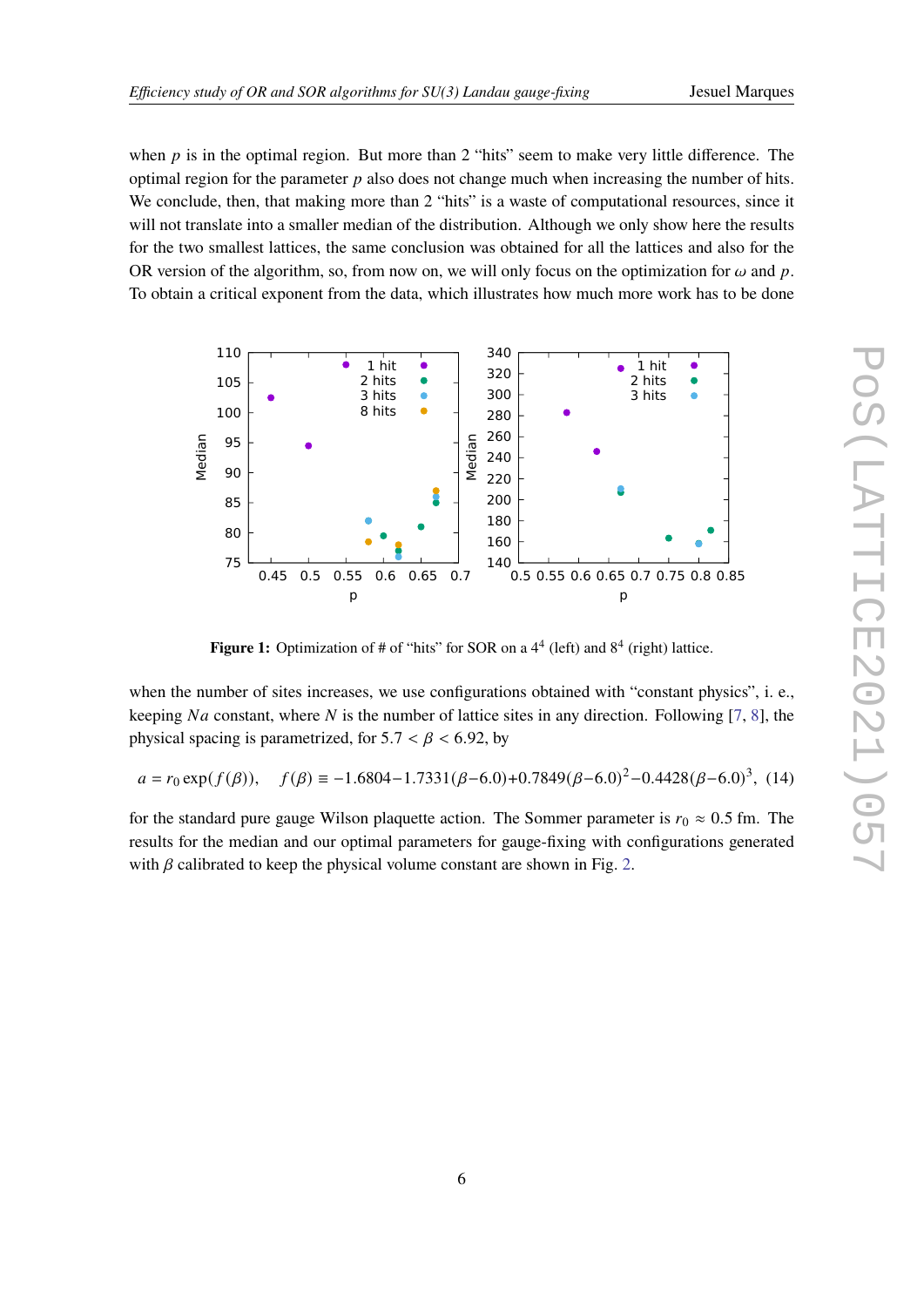when $p$ is in the optimal region. But more than 2 "hits" seem to make very little difference. The optimal region for the parameter $p$ also does not change much when increasing the number of hits. We conclude, then, that making more than 2 "hits" is a waste of computational resources, since it will not translate into a smaller median of the distribution. Although we only show here the results for the two smallest lattices, the same conclusion was obtained for all the lattices and also for the OR version of the algorithm, so, from now on, we will only focus on the optimization for $\omega$ and $p$. To obtain a critical exponent from the data, which illustrates how much more work has to be done

**Figure 1:** Optimization of # of "hits" for SOR on a $4^4$ (left) and $8^4$ (right) lattice.

when the number of sites increases, we use configurations obtained with "constant physics", i. e., keeping $Na$ constant, where $N$ is the number of lattice sites in any direction. Following [7, 8], the physical spacing is parametrized, for $5.7 < \beta < 6.92$, by

$$a = r_0 \exp(f(\beta)), \quad f(\beta) \equiv -1.6804 - 1.7331(\beta - 6.0) + 0.7849(\beta - 6.0)^2 - 0.4428(\beta - 6.0)^3, \quad (14)$$

for the standard pure gauge Wilson plaquette action. The Sommer parameter is $r_0 \approx 0.5$ fm. The results for the median and our optimal parameters for gauge-fixing with configurations generated with $\beta$ calibrated to keep the physical volume constant are shown in Fig. 2.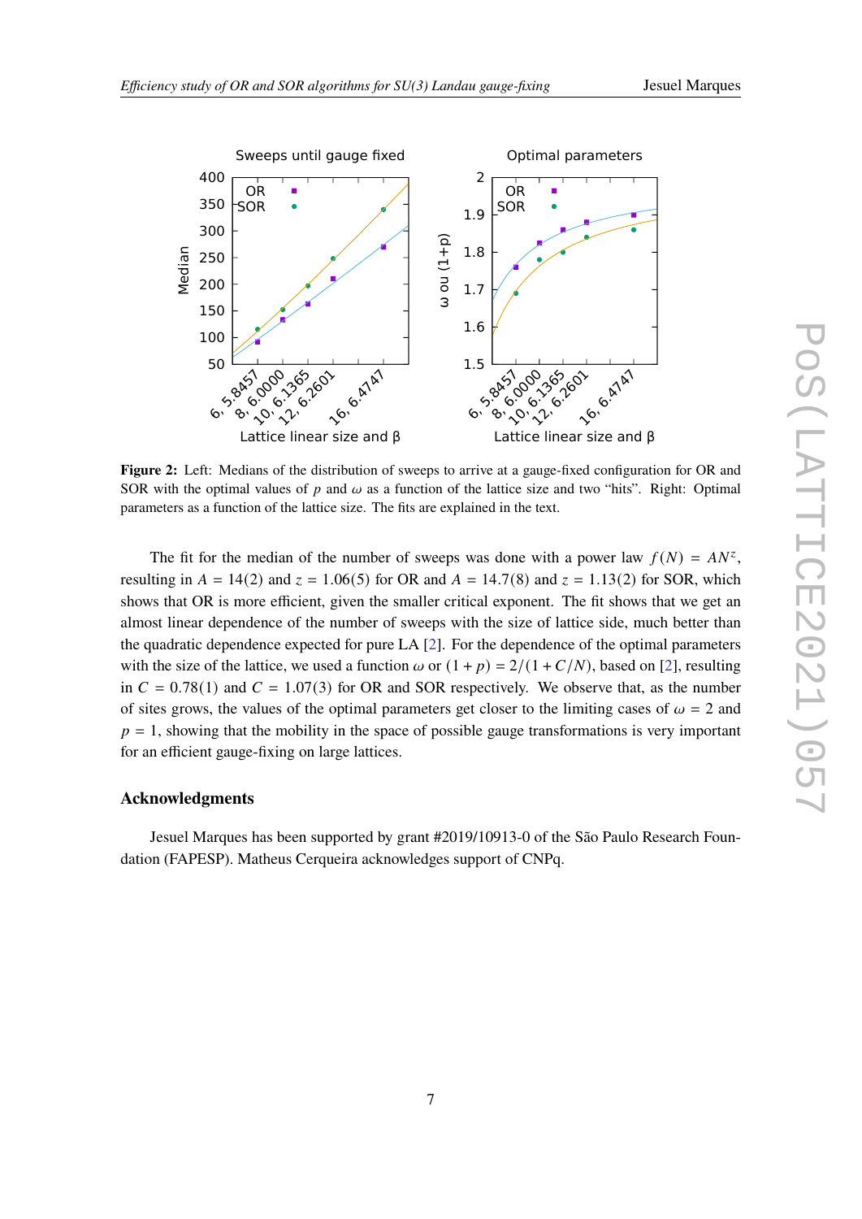**Figure 2:** Left: Medians of the distribution of sweeps to arrive at a gauge-fixed configuration for OR and SOR with the optimal values of $p$ and $\omega$ as a function of the lattice size and two "hits". Right: Optimal parameters as a function of the lattice size. The fits are explained in the text.

The fit for the median of the number of sweeps was done with a power law $f(N) = AN^z$, resulting in $A = 14(2)$ and $z = 1.06(5)$ for OR and $A = 14.7(8)$ and $z = 1.13(2)$ for SOR, which shows that OR is more efficient, given the smaller critical exponent. The fit shows that we get an almost linear dependence of the number of sweeps with the size of lattice side, much better than the quadratic dependence expected for pure LA [2]. For the dependence of the optimal parameters with the size of the lattice, we used a function $\omega$ or $(1 + p) = 2/(1 + C/N)$, based on [2], resulting in $C = 0.78(1)$ and $C = 1.07(3)$ for OR and SOR respectively. We observe that, as the number of sites grows, the values of the optimal parameters get closer to the limiting cases of $\omega = 2$ and $p = 1$, showing that the mobility in the space of possible gauge transformations is very important for an efficient gauge-fixing on large lattices.

## Acknowledgments

Jesuel Marques has been supported by grant #2019/10913-0 of the São Paulo Research Foundation (FAPESP). Matheus Cerqueira acknowledges support of CNPq.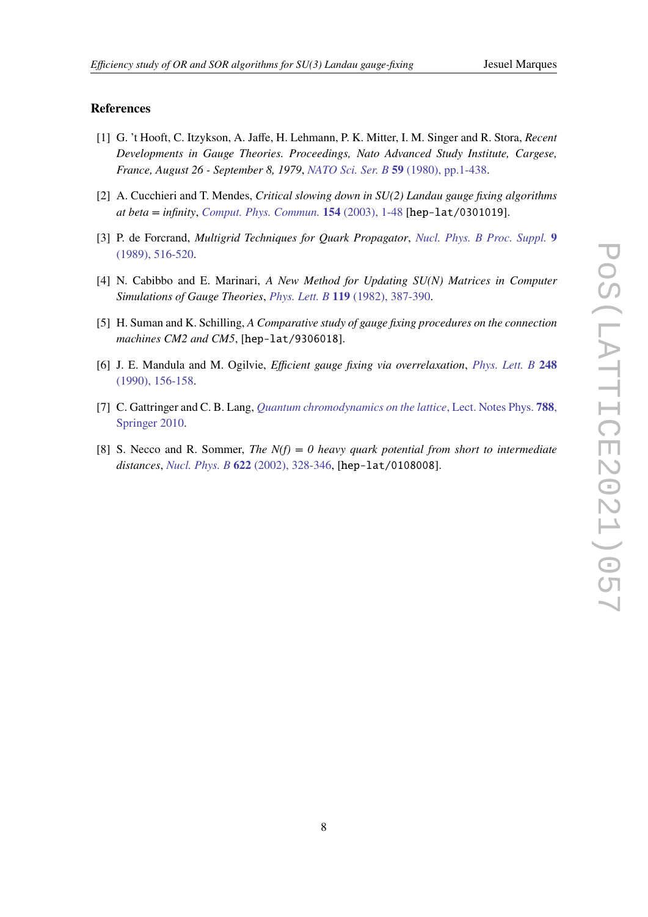## References

[1] G. 't Hooft, C. Itzykson, A. Jaffe, H. Lehmann, P. K. Mitter, I. M. Singer and R. Stora, *Recent Developments in Gauge Theories. Proceedings, Nato Advanced Study Institute, Cargese, France, August 26 - September 8, 1979*, NATO Sci. Ser. B **59** (1980), pp.1-438.

[2] A. Cucchieri and T. Mendes, *Critical slowing down in SU(2) Landau gauge fixing algorithms at beta = infinity*, Comput. Phys. Commun. **154** (2003), 1-48 [hep-lat/0301019].

[3] P. de Forcrand, *Multigrid Techniques for Quark Propagator*, Nucl. Phys. B Proc. Suppl. **9** (1989), 516-520.

[4] N. Cabibbo and E. Marinari, *A New Method for Updating SU(N) Matrices in Computer Simulations of Gauge Theories*, Phys. Lett. B **119** (1982), 387-390.

[5] H. Suman and K. Schilling, *A Comparative study of gauge fixing procedures on the connection machines CM2 and CM5*, [hep-lat/9306018].

[6] J. E. Mandula and M. Ogilvie, *Efficient gauge fixing via overrelaxation*, Phys. Lett. B **248** (1990), 156-158.

[7] C. Gattringer and C. B. Lang, *Quantum chromodynamics on the lattice*, Lect. Notes Phys. **788**, Springer 2010.

[8] S. Necco and R. Sommer, *The N(f) = 0 heavy quark potential from short to intermediate distances*, Nucl. Phys. B **622** (2002), 328-346, [hep-lat/0108008].